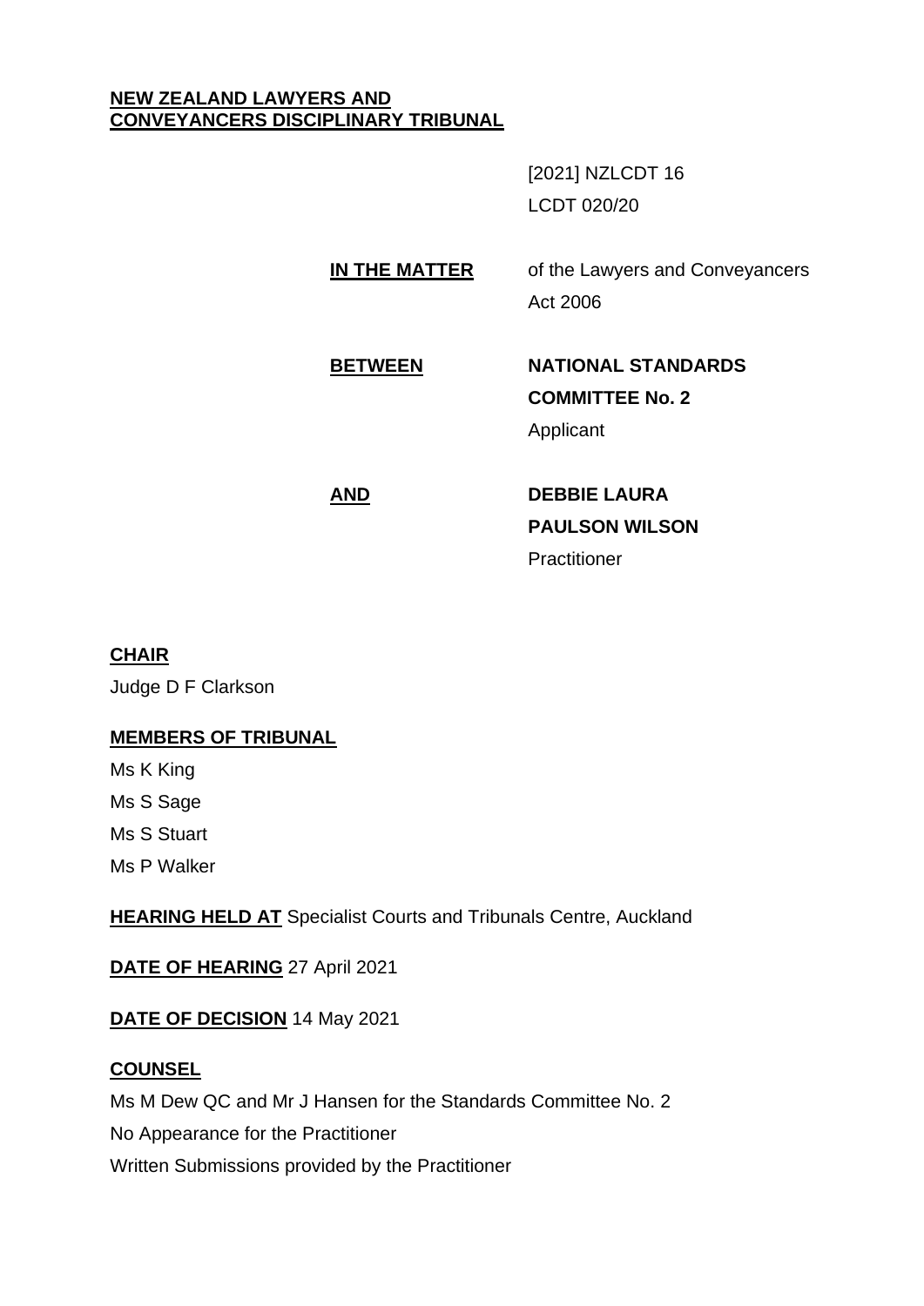**NEW ZEALAND LAWYERS AND CONVEYANCERS DISCIPLINARY TRIBUNAL**

[2021] NZLCDT 16

LCDT 020/20

**IN THE MATTER** of the Lawyers and Conveyancers Act 2006

**BETWEEN** **NATIONAL STANDARDS COMMITTEE No. 2**

Applicant

**AND** **DEBBIE LAURA PAULSON WILSON**

Practitioner

**CHAIR**

Judge D F Clarkson

**MEMBERS OF TRIBUNAL**

Ms K King

Ms S Sage

Ms S Stuart

Ms P Walker

**HEARING HELD AT** Specialist Courts and Tribunals Centre, Auckland

**DATE OF HEARING** 27 April 2021

**DATE OF DECISION** 14 May 2021

**COUNSEL**

Ms M Dew QC and Mr J Hansen for the Standards Committee No. 2

No Appearance for the Practitioner

Written Submissions provided by the Practitioner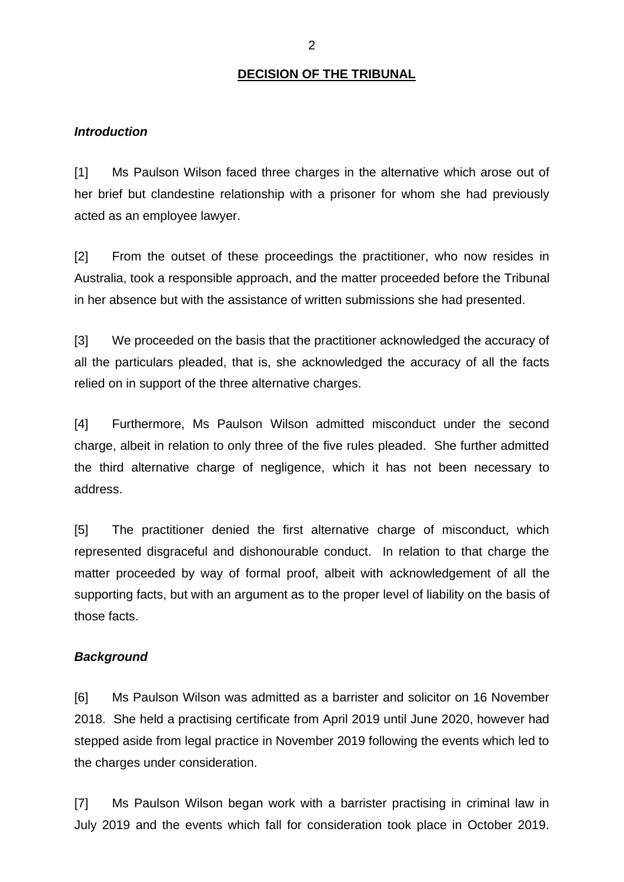**DECISION OF THE TRIBUNAL**

***Introduction***

[1] Ms Paulson Wilson faced three charges in the alternative which arose out of her brief but clandestine relationship with a prisoner for whom she had previously acted as an employee lawyer.

[2] From the outset of these proceedings the practitioner, who now resides in Australia, took a responsible approach, and the matter proceeded before the Tribunal in her absence but with the assistance of written submissions she had presented.

[3] We proceeded on the basis that the practitioner acknowledged the accuracy of all the particulars pleaded, that is, she acknowledged the accuracy of all the facts relied on in support of the three alternative charges.

[4] Furthermore, Ms Paulson Wilson admitted misconduct under the second charge, albeit in relation to only three of the five rules pleaded. She further admitted the third alternative charge of negligence, which it has not been necessary to address.

[5] The practitioner denied the first alternative charge of misconduct, which represented disgraceful and dishonourable conduct. In relation to that charge the matter proceeded by way of formal proof, albeit with acknowledgement of all the supporting facts, but with an argument as to the proper level of liability on the basis of those facts.

***Background***

[6] Ms Paulson Wilson was admitted as a barrister and solicitor on 16 November 2018. She held a practising certificate from April 2019 until June 2020, however had stepped aside from legal practice in November 2019 following the events which led to the charges under consideration.

[7] Ms Paulson Wilson began work with a barrister practising in criminal law in July 2019 and the events which fall for consideration took place in October 2019.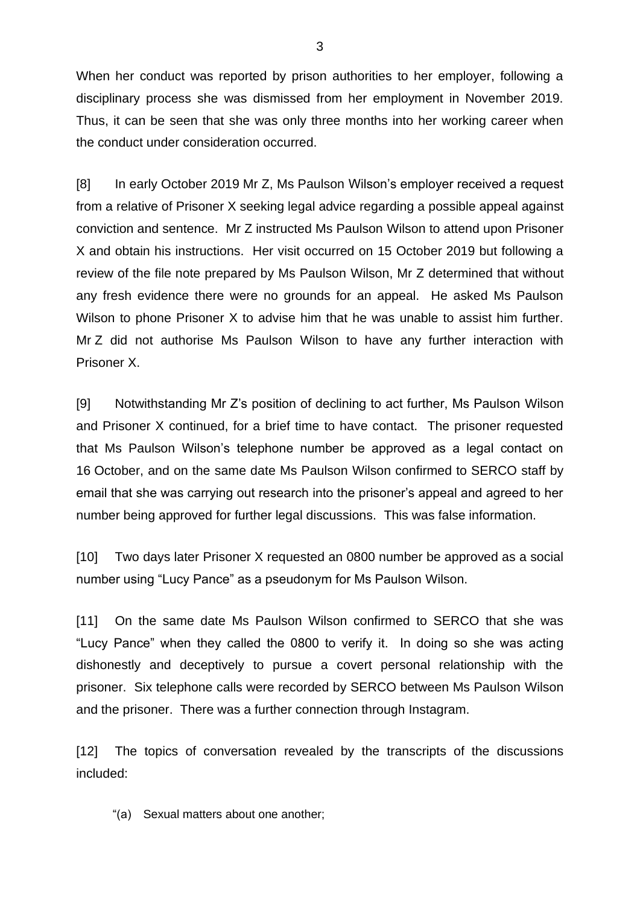When her conduct was reported by prison authorities to her employer, following a disciplinary process she was dismissed from her employment in November 2019. Thus, it can be seen that she was only three months into her working career when the conduct under consideration occurred.

[8] In early October 2019 Mr Z, Ms Paulson Wilson's employer received a request from a relative of Prisoner X seeking legal advice regarding a possible appeal against conviction and sentence. Mr Z instructed Ms Paulson Wilson to attend upon Prisoner X and obtain his instructions. Her visit occurred on 15 October 2019 but following a review of the file note prepared by Ms Paulson Wilson, Mr Z determined that without any fresh evidence there were no grounds for an appeal. He asked Ms Paulson Wilson to phone Prisoner X to advise him that he was unable to assist him further. Mr Z did not authorise Ms Paulson Wilson to have any further interaction with Prisoner X.

[9] Notwithstanding Mr Z's position of declining to act further, Ms Paulson Wilson and Prisoner X continued, for a brief time to have contact. The prisoner requested that Ms Paulson Wilson's telephone number be approved as a legal contact on 16 October, and on the same date Ms Paulson Wilson confirmed to SERCO staff by email that she was carrying out research into the prisoner's appeal and agreed to her number being approved for further legal discussions. This was false information.

[10] Two days later Prisoner X requested an 0800 number be approved as a social number using "Lucy Pance" as a pseudonym for Ms Paulson Wilson.

[11] On the same date Ms Paulson Wilson confirmed to SERCO that she was "Lucy Pance" when they called the 0800 to verify it. In doing so she was acting dishonestly and deceptively to pursue a covert personal relationship with the prisoner. Six telephone calls were recorded by SERCO between Ms Paulson Wilson and the prisoner. There was a further connection through Instagram.

[12] The topics of conversation revealed by the transcripts of the discussions included:

"(a) Sexual matters about one another;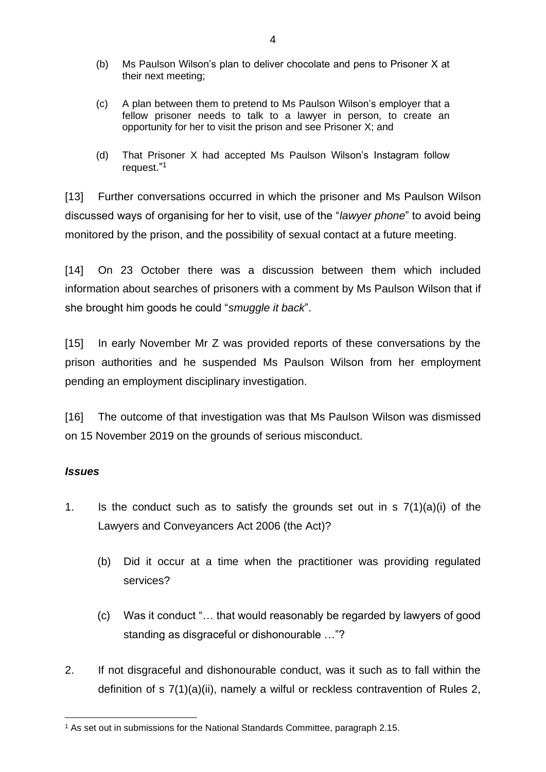(b) Ms Paulson Wilson's plan to deliver chocolate and pens to Prisoner X at their next meeting;

(c) A plan between them to pretend to Ms Paulson Wilson's employer that a fellow prisoner needs to talk to a lawyer in person, to create an opportunity for her to visit the prison and see Prisoner X; and

(d) That Prisoner X had accepted Ms Paulson Wilson's Instagram follow request."[1]

[13] Further conversations occurred in which the prisoner and Ms Paulson Wilson discussed ways of organising for her to visit, use of the "*lawyer phone*" to avoid being monitored by the prison, and the possibility of sexual contact at a future meeting.

[14] On 23 October there was a discussion between them which included information about searches of prisoners with a comment by Ms Paulson Wilson that if she brought him goods he could "*smuggle it back*".

[15] In early November Mr Z was provided reports of these conversations by the prison authorities and he suspended Ms Paulson Wilson from her employment pending an employment disciplinary investigation.

[16] The outcome of that investigation was that Ms Paulson Wilson was dismissed on 15 November 2019 on the grounds of serious misconduct.

### *Issues*

1. Is the conduct such as to satisfy the grounds set out in s 7(1)(a)(i) of the Lawyers and Conveyancers Act 2006 (the Act)?

   (b) Did it occur at a time when the practitioner was providing regulated services?

   (c) Was it conduct "… that would reasonably be regarded by lawyers of good standing as disgraceful or dishonourable …"?

2. If not disgraceful and dishonourable conduct, was it such as to fall within the definition of s 7(1)(a)(ii), namely a wilful or reckless contravention of Rules 2,

---

[1] As set out in submissions for the National Standards Committee, paragraph 2.15.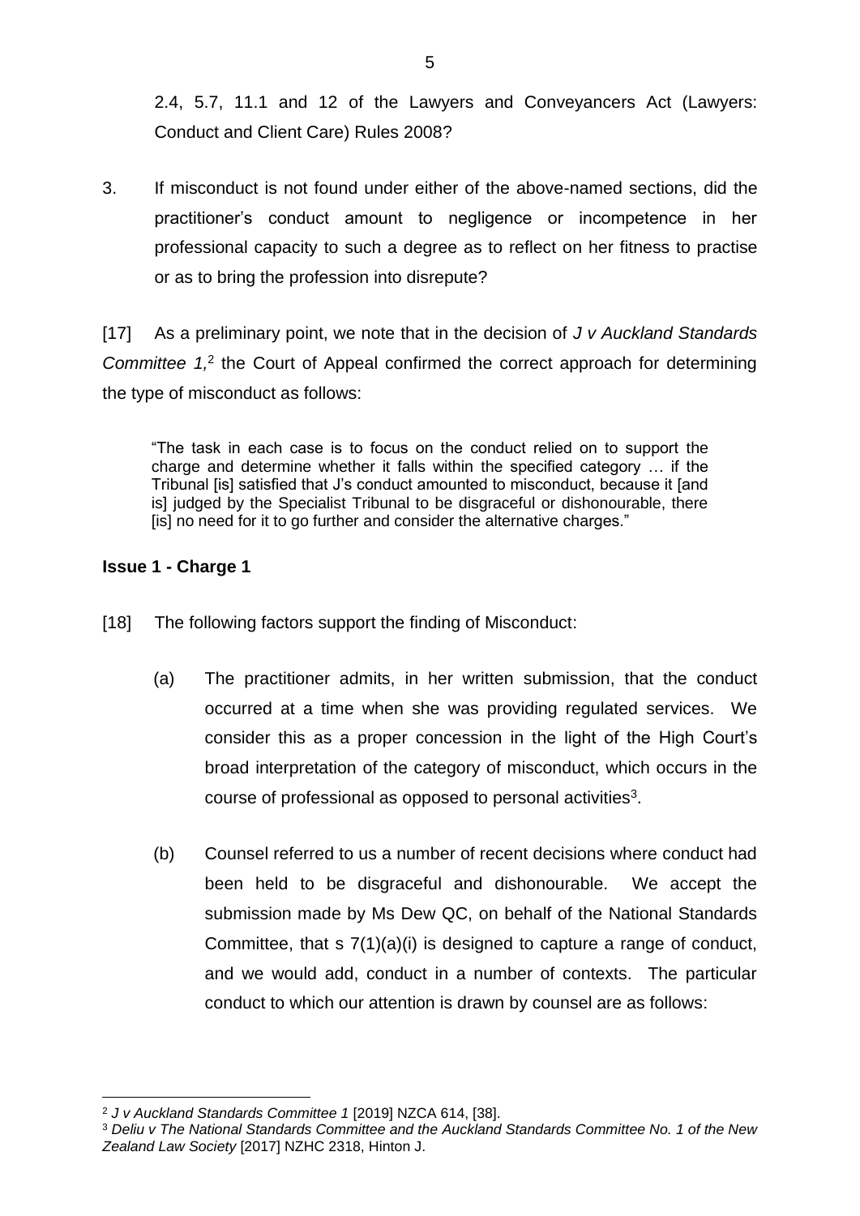2.4, 5.7, 11.1 and 12 of the Lawyers and Conveyancers Act (Lawyers: Conduct and Client Care) Rules 2008?

3. If misconduct is not found under either of the above-named sections, did the practitioner's conduct amount to negligence or incompetence in her professional capacity to such a degree as to reflect on her fitness to practise or as to bring the profession into disrepute?

[17] As a preliminary point, we note that in the decision of *J v Auckland Standards Committee 1*,[2] the Court of Appeal confirmed the correct approach for determining the type of misconduct as follows:

> "The task in each case is to focus on the conduct relied on to support the charge and determine whether it falls within the specified category … if the Tribunal [is] satisfied that J's conduct amounted to misconduct, because it [and is] judged by the Specialist Tribunal to be disgraceful or dishonourable, there [is] no need for it to go further and consider the alternative charges."

**Issue 1 - Charge 1**

[18] The following factors support the finding of Misconduct:

(a) The practitioner admits, in her written submission, that the conduct occurred at a time when she was providing regulated services. We consider this as a proper concession in the light of the High Court's broad interpretation of the category of misconduct, which occurs in the course of professional as opposed to personal activities[3].

(b) Counsel referred to us a number of recent decisions where conduct had been held to be disgraceful and dishonourable. We accept the submission made by Ms Dew QC, on behalf of the National Standards Committee, that s 7(1)(a)(i) is designed to capture a range of conduct, and we would add, conduct in a number of contexts. The particular conduct to which our attention is drawn by counsel are as follows:

---

[2] *J v Auckland Standards Committee 1* [2019] NZCA 614, [38].

[3] *Deliu v The National Standards Committee and the Auckland Standards Committee No. 1 of the New Zealand Law Society* [2017] NZHC 2318, Hinton J.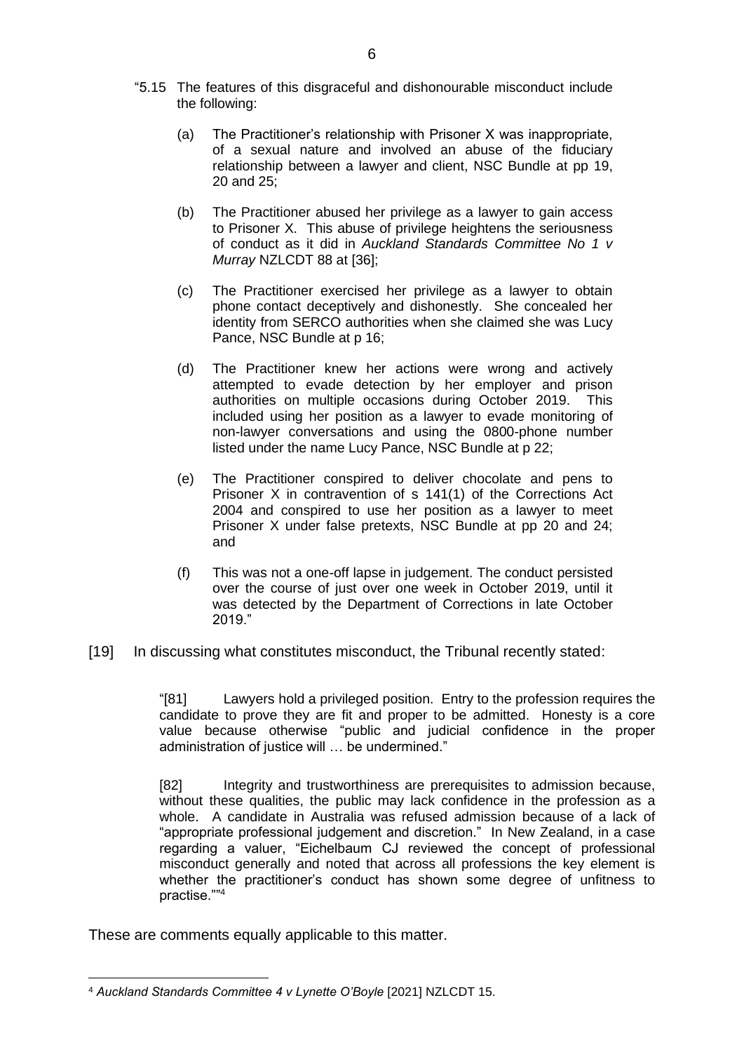"5.15 The features of this disgraceful and dishonourable misconduct include the following:

(a) The Practitioner's relationship with Prisoner X was inappropriate, of a sexual nature and involved an abuse of the fiduciary relationship between a lawyer and client, NSC Bundle at pp 19, 20 and 25;

(b) The Practitioner abused her privilege as a lawyer to gain access to Prisoner X. This abuse of privilege heightens the seriousness of conduct as it did in *Auckland Standards Committee No 1 v Murray* NZLCDT 88 at [36];

(c) The Practitioner exercised her privilege as a lawyer to obtain phone contact deceptively and dishonestly. She concealed her identity from SERCO authorities when she claimed she was Lucy Pance, NSC Bundle at p 16;

(d) The Practitioner knew her actions were wrong and actively attempted to evade detection by her employer and prison authorities on multiple occasions during October 2019. This included using her position as a lawyer to evade monitoring of non-lawyer conversations and using the 0800-phone number listed under the name Lucy Pance, NSC Bundle at p 22;

(e) The Practitioner conspired to deliver chocolate and pens to Prisoner X in contravention of s 141(1) of the Corrections Act 2004 and conspired to use her position as a lawyer to meet Prisoner X under false pretexts, NSC Bundle at pp 20 and 24; and

(f) This was not a one-off lapse in judgement. The conduct persisted over the course of just over one week in October 2019, until it was detected by the Department of Corrections in late October 2019."

[19] In discussing what constitutes misconduct, the Tribunal recently stated:

> "[81] Lawyers hold a privileged position. Entry to the profession requires the candidate to prove they are fit and proper to be admitted. Honesty is a core value because otherwise "public and judicial confidence in the proper administration of justice will … be undermined."
>
> [82] Integrity and trustworthiness are prerequisites to admission because, without these qualities, the public may lack confidence in the profession as a whole. A candidate in Australia was refused admission because of a lack of "appropriate professional judgement and discretion." In New Zealand, in a case regarding a valuer, "Eichelbaum CJ reviewed the concept of professional misconduct generally and noted that across all professions the key element is whether the practitioner's conduct has shown some degree of unfitness to practise."" [4]

These are comments equally applicable to this matter.

---

[4] *Auckland Standards Committee 4 v Lynette O'Boyle* [2021] NZLCDT 15.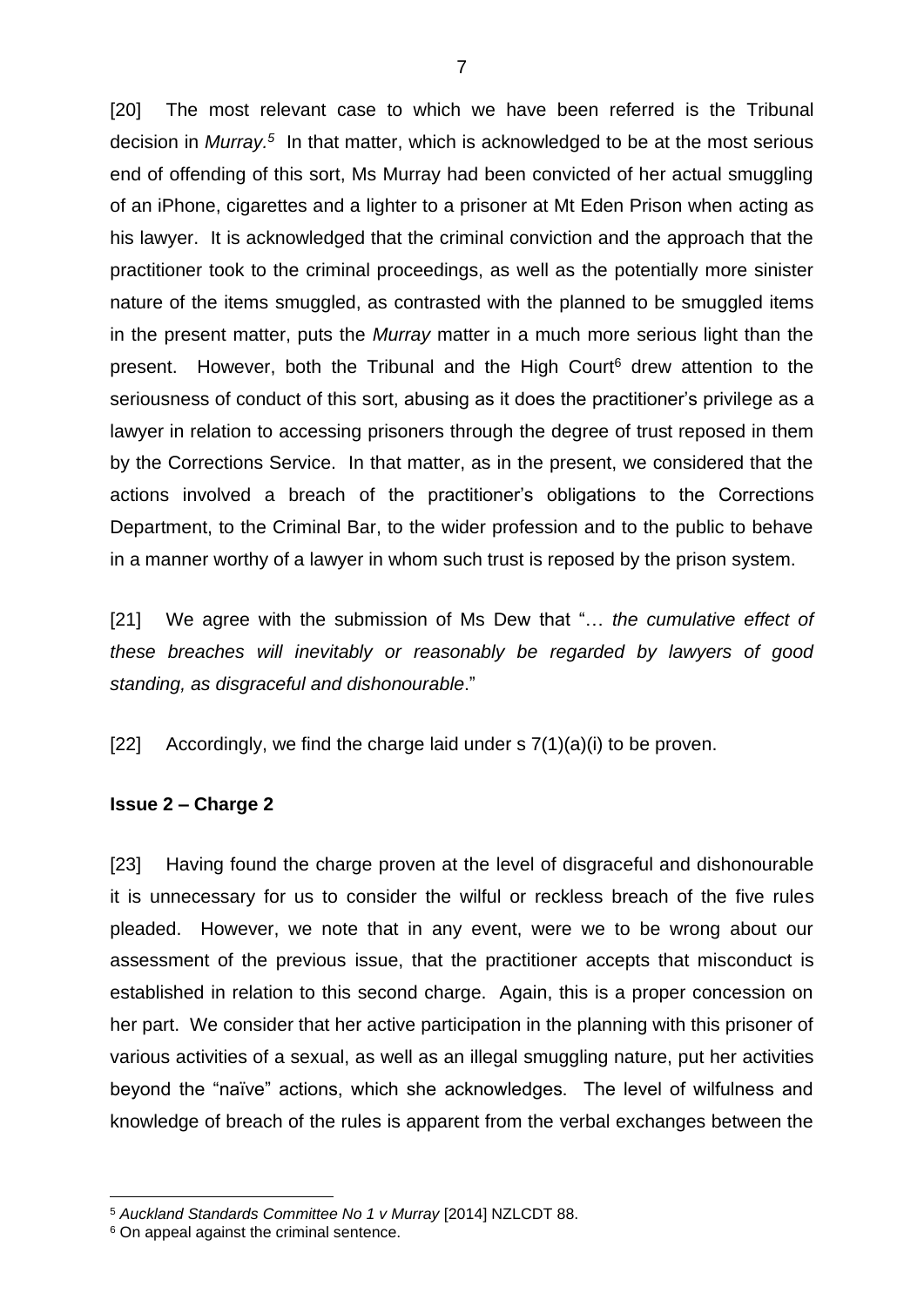[20] The most relevant case to which we have been referred is the Tribunal decision in *Murray.*[5] In that matter, which is acknowledged to be at the most serious end of offending of this sort, Ms Murray had been convicted of her actual smuggling of an iPhone, cigarettes and a lighter to a prisoner at Mt Eden Prison when acting as his lawyer. It is acknowledged that the criminal conviction and the approach that the practitioner took to the criminal proceedings, as well as the potentially more sinister nature of the items smuggled, as contrasted with the planned to be smuggled items in the present matter, puts the *Murray* matter in a much more serious light than the present. However, both the Tribunal and the High Court[6] drew attention to the seriousness of conduct of this sort, abusing as it does the practitioner's privilege as a lawyer in relation to accessing prisoners through the degree of trust reposed in them by the Corrections Service. In that matter, as in the present, we considered that the actions involved a breach of the practitioner's obligations to the Corrections Department, to the Criminal Bar, to the wider profession and to the public to behave in a manner worthy of a lawyer in whom such trust is reposed by the prison system.

[21] We agree with the submission of Ms Dew that "… *the cumulative effect of these breaches will inevitably or reasonably be regarded by lawyers of good standing, as disgraceful and dishonourable*."

[22] Accordingly, we find the charge laid under s 7(1)(a)(i) to be proven.

**Issue 2 – Charge 2**

[23] Having found the charge proven at the level of disgraceful and dishonourable it is unnecessary for us to consider the wilful or reckless breach of the five rules pleaded. However, we note that in any event, were we to be wrong about our assessment of the previous issue, that the practitioner accepts that misconduct is established in relation to this second charge. Again, this is a proper concession on her part. We consider that her active participation in the planning with this prisoner of various activities of a sexual, as well as an illegal smuggling nature, put her activities beyond the "naïve" actions, which she acknowledges. The level of wilfulness and knowledge of breach of the rules is apparent from the verbal exchanges between the

---

[5] *Auckland Standards Committee No 1 v Murray* [2014] NZLCDT 88.

[6] On appeal against the criminal sentence.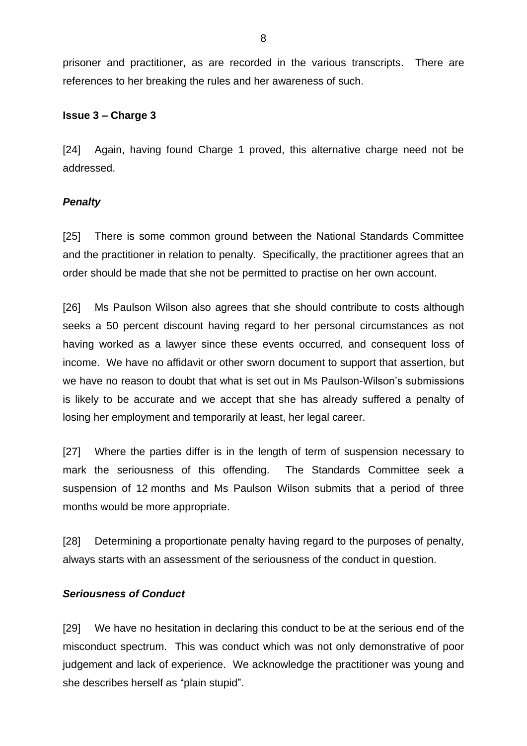prisoner and practitioner, as are recorded in the various transcripts. There are references to her breaking the rules and her awareness of such.

**Issue 3 – Charge 3**

[24] Again, having found Charge 1 proved, this alternative charge need not be addressed.

***Penalty***

[25] There is some common ground between the National Standards Committee and the practitioner in relation to penalty. Specifically, the practitioner agrees that an order should be made that she not be permitted to practise on her own account.

[26] Ms Paulson Wilson also agrees that she should contribute to costs although seeks a 50 percent discount having regard to her personal circumstances as not having worked as a lawyer since these events occurred, and consequent loss of income. We have no affidavit or other sworn document to support that assertion, but we have no reason to doubt that what is set out in Ms Paulson-Wilson's submissions is likely to be accurate and we accept that she has already suffered a penalty of losing her employment and temporarily at least, her legal career.

[27] Where the parties differ is in the length of term of suspension necessary to mark the seriousness of this offending. The Standards Committee seek a suspension of 12 months and Ms Paulson Wilson submits that a period of three months would be more appropriate.

[28] Determining a proportionate penalty having regard to the purposes of penalty, always starts with an assessment of the seriousness of the conduct in question.

***Seriousness of Conduct***

[29] We have no hesitation in declaring this conduct to be at the serious end of the misconduct spectrum. This was conduct which was not only demonstrative of poor judgement and lack of experience. We acknowledge the practitioner was young and she describes herself as "plain stupid".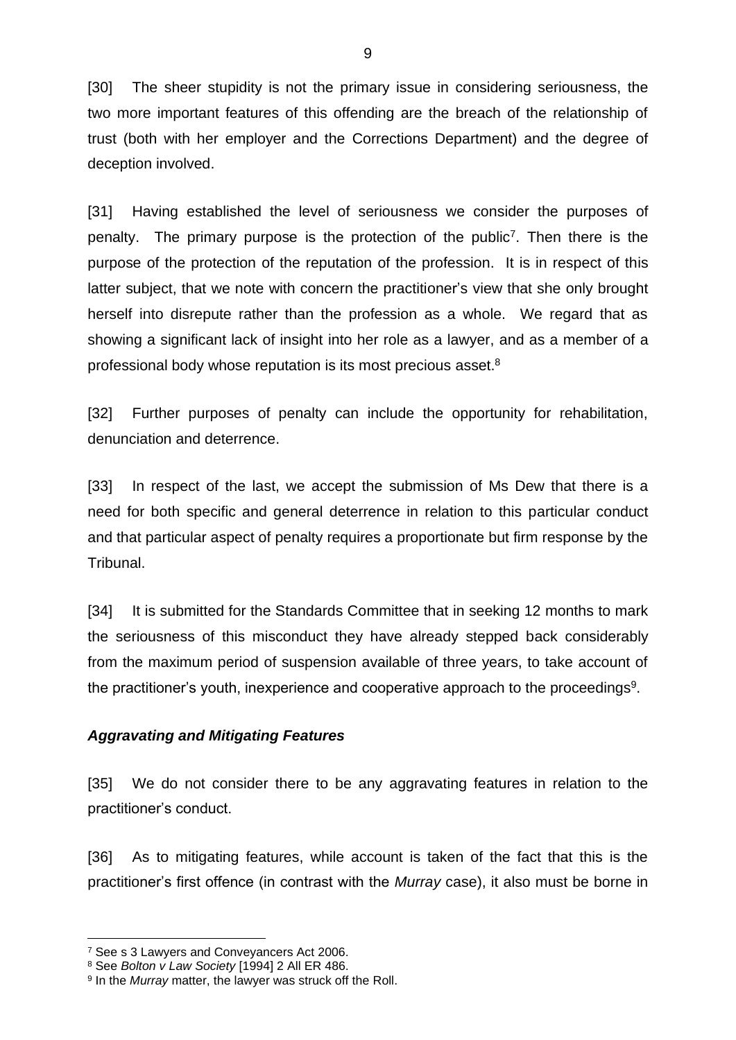[30] The sheer stupidity is not the primary issue in considering seriousness, the two more important features of this offending are the breach of the relationship of trust (both with her employer and the Corrections Department) and the degree of deception involved.

[31] Having established the level of seriousness we consider the purposes of penalty. The primary purpose is the protection of the public[7]. Then there is the purpose of the protection of the reputation of the profession. It is in respect of this latter subject, that we note with concern the practitioner's view that she only brought herself into disrepute rather than the profession as a whole. We regard that as showing a significant lack of insight into her role as a lawyer, and as a member of a professional body whose reputation is its most precious asset.[8]

[32] Further purposes of penalty can include the opportunity for rehabilitation, denunciation and deterrence.

[33] In respect of the last, we accept the submission of Ms Dew that there is a need for both specific and general deterrence in relation to this particular conduct and that particular aspect of penalty requires a proportionate but firm response by the Tribunal.

[34] It is submitted for the Standards Committee that in seeking 12 months to mark the seriousness of this misconduct they have already stepped back considerably from the maximum period of suspension available of three years, to take account of the practitioner's youth, inexperience and cooperative approach to the proceedings[9].

### *Aggravating and Mitigating Features*

[35] We do not consider there to be any aggravating features in relation to the practitioner's conduct.

[36] As to mitigating features, while account is taken of the fact that this is the practitioner's first offence (in contrast with the *Murray* case), it also must be borne in

---

[7] See s 3 Lawyers and Conveyancers Act 2006.

[8] See *Bolton v Law Society* [1994] 2 All ER 486.

[9] In the *Murray* matter, the lawyer was struck off the Roll.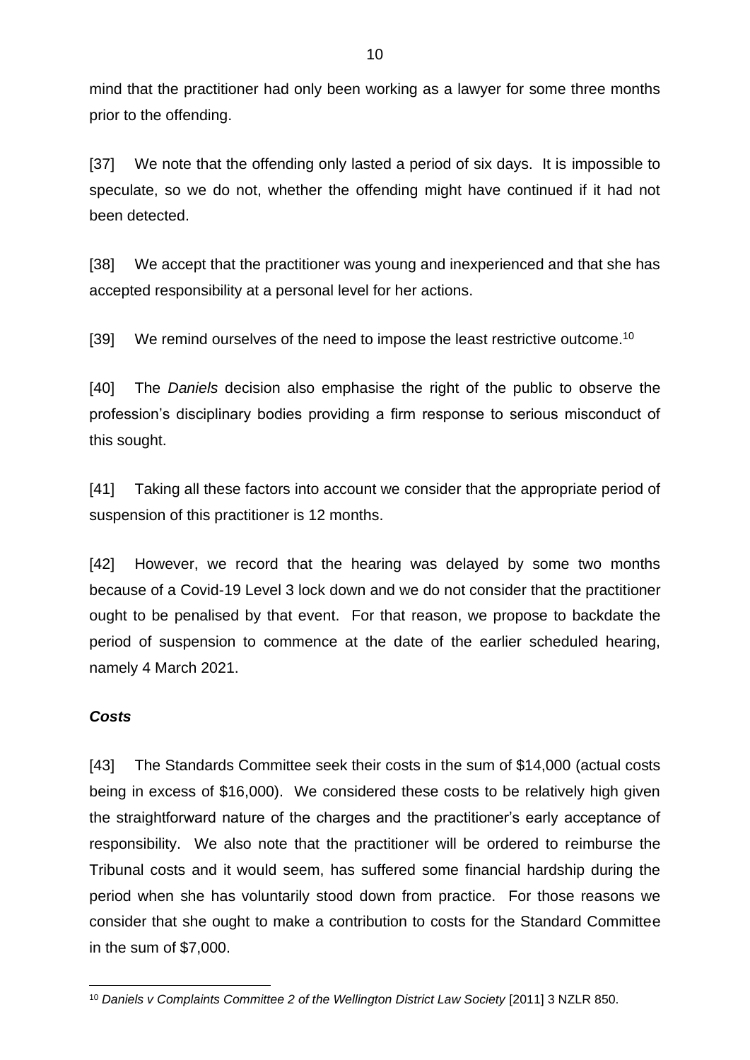mind that the practitioner had only been working as a lawyer for some three months prior to the offending.

[37] We note that the offending only lasted a period of six days. It is impossible to speculate, so we do not, whether the offending might have continued if it had not been detected.

[38] We accept that the practitioner was young and inexperienced and that she has accepted responsibility at a personal level for her actions.

[39] We remind ourselves of the need to impose the least restrictive outcome.[10]

[40] The *Daniels* decision also emphasise the right of the public to observe the profession's disciplinary bodies providing a firm response to serious misconduct of this sought.

[41] Taking all these factors into account we consider that the appropriate period of suspension of this practitioner is 12 months.

[42] However, we record that the hearing was delayed by some two months because of a Covid-19 Level 3 lock down and we do not consider that the practitioner ought to be penalised by that event. For that reason, we propose to backdate the period of suspension to commence at the date of the earlier scheduled hearing, namely 4 March 2021.

### *Costs*

[43] The Standards Committee seek their costs in the sum of $14,000 (actual costs being in excess of $16,000). We considered these costs to be relatively high given the straightforward nature of the charges and the practitioner's early acceptance of responsibility. We also note that the practitioner will be ordered to reimburse the Tribunal costs and it would seem, has suffered some financial hardship during the period when she has voluntarily stood down from practice. For those reasons we consider that she ought to make a contribution to costs for the Standard Committee in the sum of $7,000.

---

[10] *Daniels v Complaints Committee 2 of the Wellington District Law Society* [2011] 3 NZLR 850.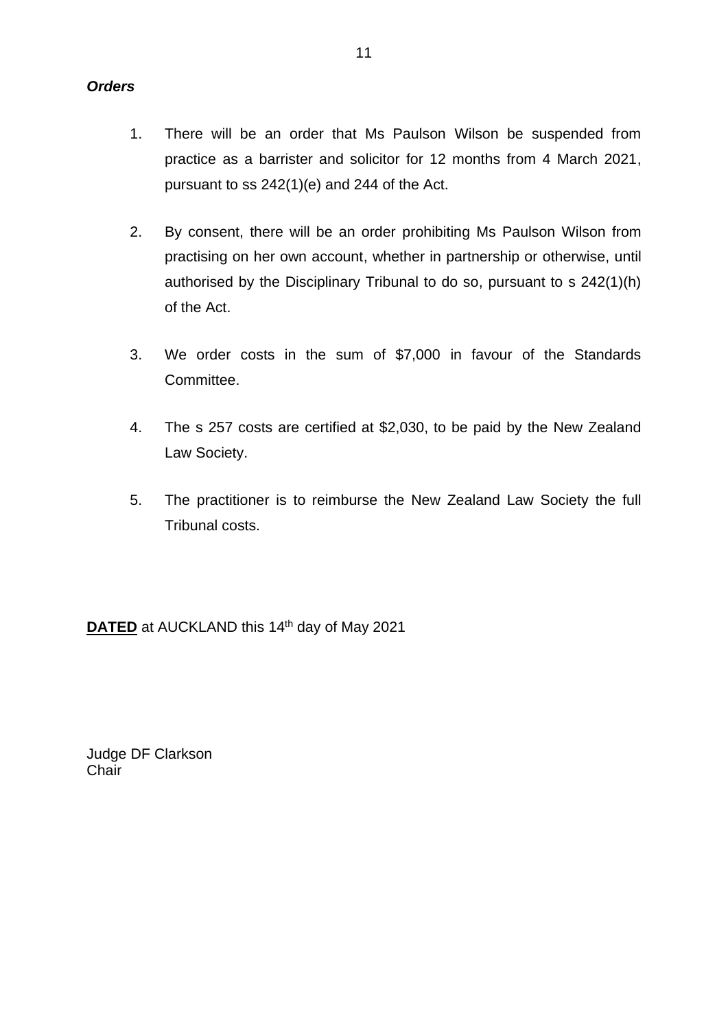***Orders***

1. There will be an order that Ms Paulson Wilson be suspended from practice as a barrister and solicitor for 12 months from 4 March 2021, pursuant to ss 242(1)(e) and 244 of the Act.

2. By consent, there will be an order prohibiting Ms Paulson Wilson from practising on her own account, whether in partnership or otherwise, until authorised by the Disciplinary Tribunal to do so, pursuant to s 242(1)(h) of the Act.

3. We order costs in the sum of $7,000 in favour of the Standards Committee.

4. The s 257 costs are certified at $2,030, to be paid by the New Zealand Law Society.

5. The practitioner is to reimburse the New Zealand Law Society the full Tribunal costs.

**DATED** at AUCKLAND this 14th day of May 2021

Judge DF Clarkson
Chair